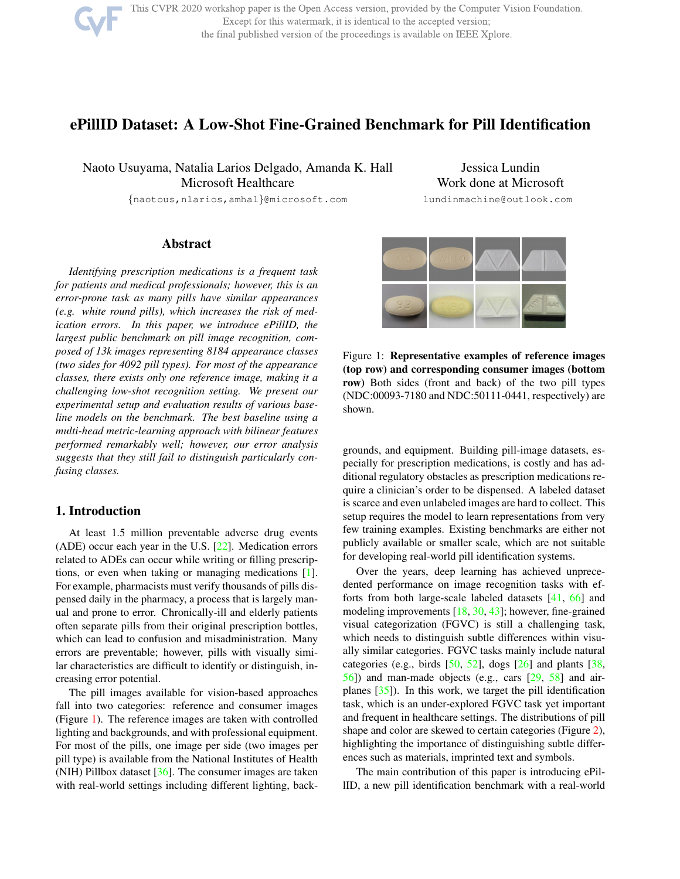This CVPR 2020 workshop paper is the Open Access version, provided by the Computer Vision Foundation. Except for this watermark, it is identical to the accepted version; the final published version of the proceedings is available on IEEE Xplore.

# ePillID Dataset: A Low-Shot Fine-Grained Benchmark for Pill Identification

Naoto Usuyama, Natalia Larios Delgado, Amanda K. Hall
Microsoft Healthcare
{naotous,nlarios,amhal}@microsoft.com

Jessica Lundin
Work done at Microsoft
lundinmachine@outlook.com

## Abstract

*Identifying prescription medications is a frequent task for patients and medical professionals; however, this is an error-prone task as many pills have similar appearances (e.g. white round pills), which increases the risk of medication errors. In this paper, we introduce ePillID, the largest public benchmark on pill image recognition, composed of 13k images representing 8184 appearance classes (two sides for 4092 pill types). For most of the appearance classes, there exists only one reference image, making it a challenging low-shot recognition setting. We present our experimental setup and evaluation results of various baseline models on the benchmark. The best baseline using a multi-head metric-learning approach with bilinear features performed remarkably well; however, our error analysis suggests that they still fail to distinguish particularly confusing classes.*

## 1. Introduction

At least 1.5 million preventable adverse drug events (ADE) occur each year in the U.S. [22]. Medication errors related to ADEs can occur while writing or filling prescriptions, or even when taking or managing medications [1]. For example, pharmacists must verify thousands of pills dispensed daily in the pharmacy, a process that is largely manual and prone to error. Chronically-ill and elderly patients often separate pills from their original prescription bottles, which can lead to confusion and misadministration. Many errors are preventable; however, pills with visually similar characteristics are difficult to identify or distinguish, increasing error potential.

The pill images available for vision-based approaches fall into two categories: reference and consumer images (Figure 1). The reference images are taken with controlled lighting and backgrounds, and with professional equipment. For most of the pills, one image per side (two images per pill type) is available from the National Institutes of Health (NIH) Pillbox dataset [36]. The consumer images are taken with real-world settings including different lighting, backgrounds, and equipment. Building pill-image datasets, especially for prescription medications, is costly and has additional regulatory obstacles as prescription medications require a clinician's order to be dispensed. A labeled dataset is scarce and even unlabeled images are hard to collect. This setup requires the model to learn representations from very few training examples. Existing benchmarks are either not publicly available or smaller scale, which are not suitable for developing real-world pill identification systems.

Figure 1: **Representative examples of reference images (top row) and corresponding consumer images (bottom row)** Both sides (front and back) of the two pill types (NDC:00093-7180 and NDC:50111-0441, respectively) are shown.

Over the years, deep learning has achieved unprecedented performance on image recognition tasks with efforts from both large-scale labeled datasets [41, 66] and modeling improvements [18, 30, 43]; however, fine-grained visual categorization (FGVC) is still a challenging task, which needs to distinguish subtle differences within visually similar categories. FGVC tasks mainly include natural categories (e.g., birds [50, 52], dogs [26] and plants [38, 56]) and man-made objects (e.g., cars [29, 58] and airplanes [35]). In this work, we target the pill identification task, which is an under-explored FGVC task yet important and frequent in healthcare settings. The distributions of pill shape and color are skewed to certain categories (Figure 2), highlighting the importance of distinguishing subtle differences such as materials, imprinted text and symbols.

The main contribution of this paper is introducing ePillID, a new pill identification benchmark with a real-world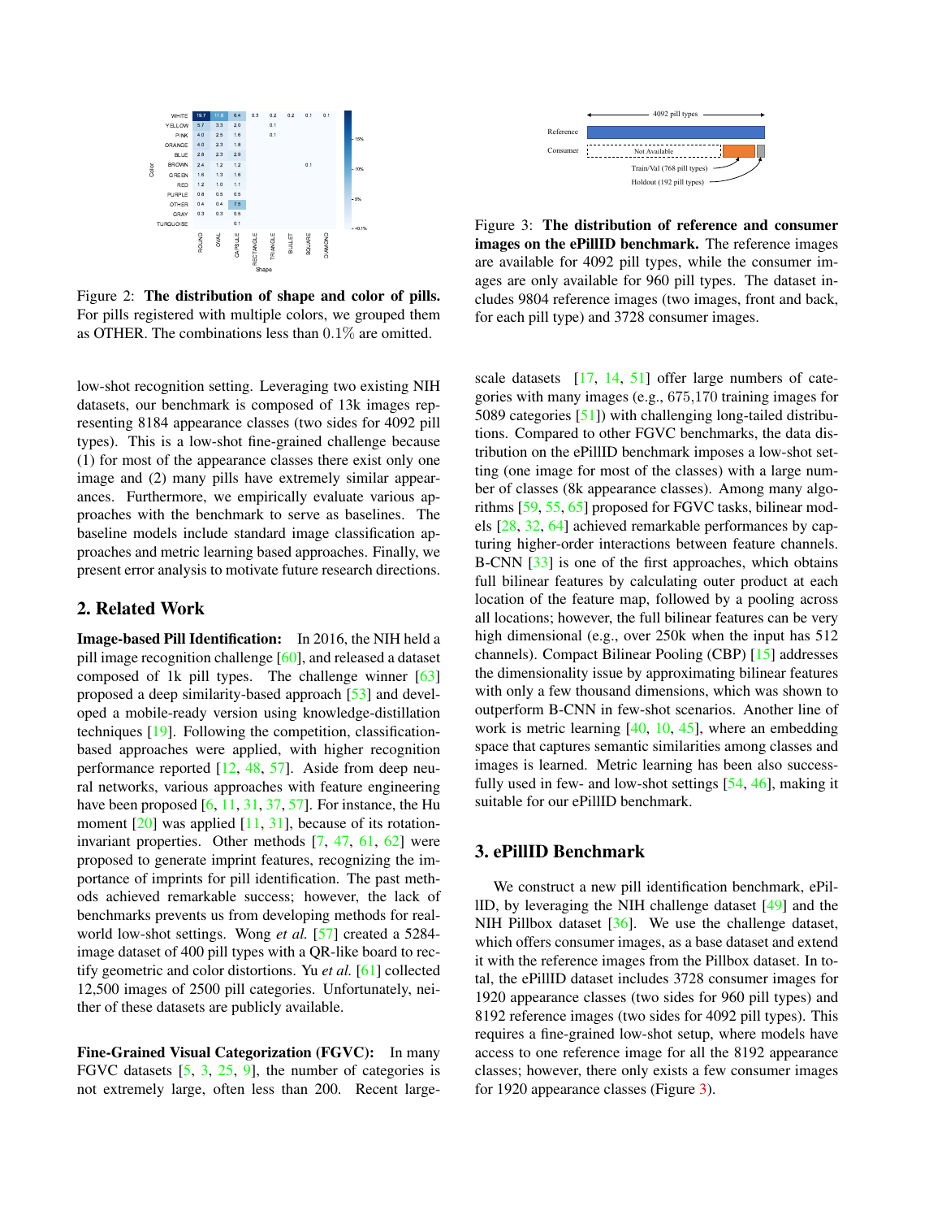Figure 2: **The distribution of shape and color of pills.** For pills registered with multiple colors, we grouped them as OTHER. The combinations less than 0.1% are omitted.

Figure 3: **The distribution of reference and consumer images on the ePillID benchmark.** The reference images are available for 4092 pill types, while the consumer images are only available for 960 pill types. The dataset includes 9804 reference images (two images, front and back, for each pill type) and 3728 consumer images.

low-shot recognition setting. Leveraging two existing NIH datasets, our benchmark is composed of 13k images representing 8184 appearance classes (two sides for 4092 pill types). This is a low-shot fine-grained challenge because (1) for most of the appearance classes there exist only one image and (2) many pills have extremely similar appearances. Furthermore, we empirically evaluate various approaches with the benchmark to serve as baselines. The baseline models include standard image classification approaches and metric learning based approaches. Finally, we present error analysis to motivate future research directions.

## 2. Related Work

**Image-based Pill Identification:** In 2016, the NIH held a pill image recognition challenge [60], and released a dataset composed of 1k pill types. The challenge winner [63] proposed a deep similarity-based approach [53] and developed a mobile-ready version using knowledge-distillation techniques [19]. Following the competition, classification-based approaches were applied, with higher recognition performance reported [12, 48, 57]. Aside from deep neural networks, various approaches with feature engineering have been proposed [6, 11, 31, 37, 57]. For instance, the Hu moment [20] was applied [11, 31], because of its rotation-invariant properties. Other methods [7, 47, 61, 62] were proposed to generate imprint features, recognizing the importance of imprints for pill identification. The past methods achieved remarkable success; however, the lack of benchmarks prevents us from developing methods for real-world low-shot settings. Wong *et al.* [57] created a 5284-image dataset of 400 pill types with a QR-like board to rectify geometric and color distortions. Yu *et al.* [61] collected 12,500 images of 2500 pill categories. Unfortunately, neither of these datasets are publicly available.

**Fine-Grained Visual Categorization (FGVC):** In many FGVC datasets [5, 3, 25, 9], the number of categories is not extremely large, often less than 200. Recent large-scale datasets [17, 14, 51] offer large numbers of categories with many images (e.g., 675,170 training images for 5089 categories [51]) with challenging long-tailed distributions. Compared to other FGVC benchmarks, the data distribution on the ePillID benchmark imposes a low-shot setting (one image for most of the classes) with a large number of classes (8k appearance classes). Among many algorithms [59, 55, 65] proposed for FGVC tasks, bilinear models [28, 32, 64] achieved remarkable performances by capturing higher-order interactions between feature channels. B-CNN [33] is one of the first approaches, which obtains full bilinear features by calculating outer product at each location of the feature map, followed by a pooling across all locations; however, the full bilinear features can be very high dimensional (e.g., over 250k when the input has 512 channels). Compact Bilinear Pooling (CBP) [15] addresses the dimensionality issue by approximating bilinear features with only a few thousand dimensions, which was shown to outperform B-CNN in few-shot scenarios. Another line of work is metric learning [40, 10, 45], where an embedding space that captures semantic similarities among classes and images is learned. Metric learning has been also successfully used in few- and low-shot settings [54, 46], making it suitable for our ePillID benchmark.

## 3. ePillID Benchmark

We construct a new pill identification benchmark, ePillID, by leveraging the NIH challenge dataset [49] and the NIH Pillbox dataset [36]. We use the challenge dataset, which offers consumer images, as a base dataset and extend it with the reference images from the Pillbox dataset. In total, the ePillID dataset includes 3728 consumer images for 1920 appearance classes (two sides for 960 pill types) and 8192 reference images (two sides for 4092 pill types). This requires a fine-grained low-shot setup, where models have access to one reference image for all the 8192 appearance classes; however, there only exists a few consumer images for 1920 appearance classes (Figure 3).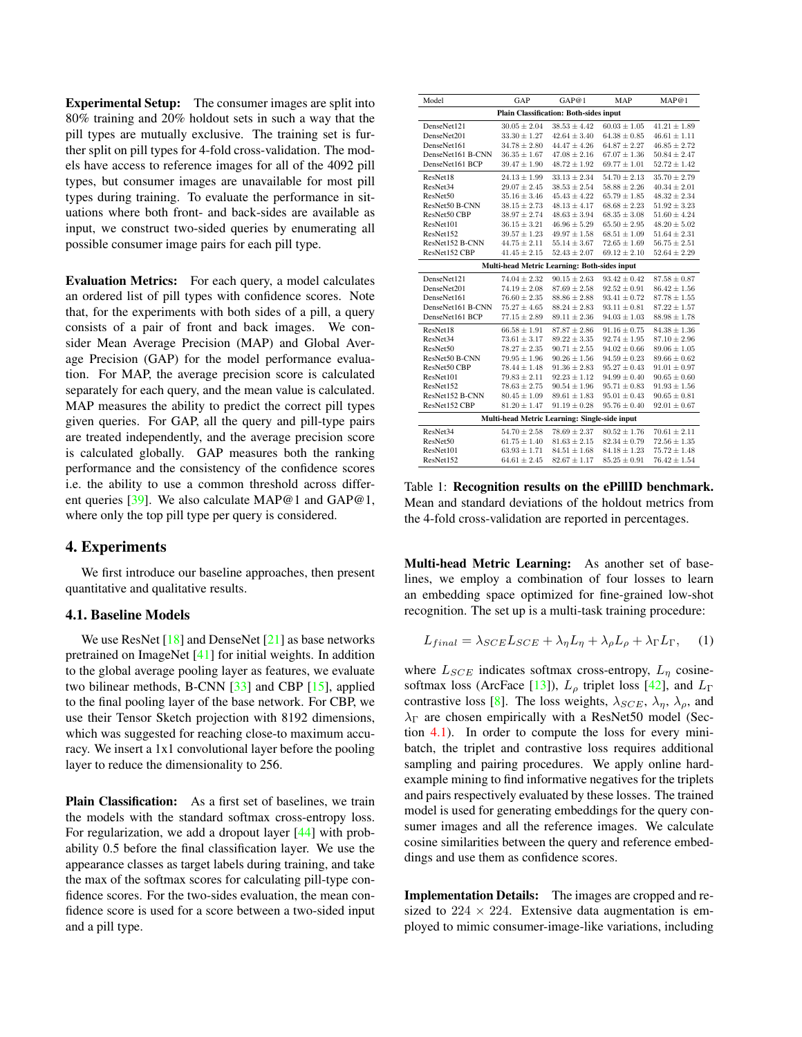**Experimental Setup:** The consumer images are split into 80% training and 20% holdout sets in such a way that the pill types are mutually exclusive. The training set is further split on pill types for 4-fold cross-validation. The models have access to reference images for all of the 4092 pill types, but consumer images are unavailable for most pill types during training. To evaluate the performance in situations where both front- and back-sides are available as input, we construct two-sided queries by enumerating all possible consumer image pairs for each pill type.

**Evaluation Metrics:** For each query, a model calculates an ordered list of pill types with confidence scores. Note that, for the experiments with both sides of a pill, a query consists of a pair of front and back images. We consider Mean Average Precision (MAP) and Global Average Precision (GAP) for the model performance evaluation. For MAP, the average precision score is calculated separately for each query, and the mean value is calculated. MAP measures the ability to predict the correct pill types given queries. For GAP, all the query and pill-type pairs are treated independently, and the average precision score is calculated globally. GAP measures both the ranking performance and the consistency of the confidence scores i.e. the ability to use a common threshold across different queries [39]. We also calculate MAP@1 and GAP@1, where only the top pill type per query is considered.

## 4. Experiments

We first introduce our baseline approaches, then present quantitative and qualitative results.

### 4.1. Baseline Models

We use ResNet [18] and DenseNet [21] as base networks pretrained on ImageNet [41] for initial weights. In addition to the global average pooling layer as features, we evaluate two bilinear methods, B-CNN [33] and CBP [15], applied to the final pooling layer of the base network. For CBP, we use their Tensor Sketch projection with 8192 dimensions, which was suggested for reaching close-to maximum accuracy. We insert a 1x1 convolutional layer before the pooling layer to reduce the dimensionality to 256.

**Plain Classification:** As a first set of baselines, we train the models with the standard softmax cross-entropy loss. For regularization, we add a dropout layer [44] with probability 0.5 before the final classification layer. We use the appearance classes as target labels during training, and take the max of the softmax scores for calculating pill-type confidence scores. For the two-sides evaluation, the mean confidence score is used for a score between a two-sided input and a pill type.

| Model | GAP | GAP@1 | MAP | MAP@1 |
|---|---|---|---|---|
| **Plain Classification: Both-sides input** | | | | |
| DenseNet121 | $30.05 \pm 2.04$ | $38.53 \pm 4.42$ | $60.03 \pm 1.05$ | $41.21 \pm 1.89$ |
| DenseNet201 | $33.30 \pm 1.27$ | $42.64 \pm 3.40$ | $64.38 \pm 0.85$ | $46.61 \pm 1.11$ |
| DenseNet161 | $34.78 \pm 2.80$ | $44.47 \pm 4.26$ | $64.87 \pm 2.27$ | $46.85 \pm 2.72$ |
| DenseNet161 B-CNN | $36.35 \pm 1.67$ | $47.08 \pm 2.16$ | $67.07 \pm 1.36$ | $50.84 \pm 2.47$ |
| DenseNet161 BCP | $39.47 \pm 1.90$ | $48.72 \pm 1.92$ | $69.77 \pm 1.01$ | $52.72 \pm 1.42$ |
| ResNet18 | $24.13 \pm 1.99$ | $33.13 \pm 2.34$ | $54.70 \pm 2.13$ | $35.70 \pm 2.79$ |
| ResNet34 | $29.07 \pm 2.45$ | $38.53 \pm 2.54$ | $58.88 \pm 2.26$ | $40.34 \pm 2.01$ |
| ResNet50 | $35.16 \pm 3.46$ | $45.43 \pm 4.22$ | $65.79 \pm 1.85$ | $48.32 \pm 2.34$ |
| ResNet50 B-CNN | $38.15 \pm 2.73$ | $48.13 \pm 4.17$ | $68.68 \pm 2.23$ | $51.92 \pm 3.23$ |
| ResNet50 CBP | $38.97 \pm 2.74$ | $48.63 \pm 3.94$ | $68.35 \pm 3.08$ | $51.60 \pm 4.24$ |
| ResNet101 | $36.15 \pm 3.21$ | $46.96 \pm 5.29$ | $65.50 \pm 2.95$ | $48.20 \pm 5.02$ |
| ResNet152 | $39.57 \pm 1.23$ | $49.97 \pm 1.58$ | $68.51 \pm 1.09$ | $51.64 \pm 2.31$ |
| ResNet152 B-CNN | $44.75 \pm 2.11$ | $55.14 \pm 3.67$ | $72.65 \pm 1.69$ | $56.75 \pm 2.51$ |
| ResNet152 CBP | $41.45 \pm 2.15$ | $52.43 \pm 2.07$ | $69.12 \pm 2.10$ | $52.64 \pm 2.29$ |
| **Multi-head Metric Learning: Both-sides input** | | | | |
| DenseNet121 | $74.04 \pm 2.32$ | $90.15 \pm 2.63$ | $93.42 \pm 0.42$ | $87.58 \pm 0.87$ |
| DenseNet201 | $74.19 \pm 2.08$ | $87.69 \pm 2.58$ | $92.52 \pm 0.91$ | $86.42 \pm 1.56$ |
| DenseNet161 | $76.60 \pm 2.35$ | $88.86 \pm 2.88$ | $93.41 \pm 0.72$ | $87.78 \pm 1.55$ |
| DenseNet161 B-CNN | $75.27 \pm 4.65$ | $88.24 \pm 2.83$ | $93.11 \pm 0.81$ | $87.22 \pm 1.57$ |
| DenseNet161 BCP | $77.15 \pm 2.89$ | $89.11 \pm 2.36$ | $94.03 \pm 1.03$ | $88.98 \pm 1.78$ |
| ResNet18 | $66.58 \pm 1.91$ | $87.87 \pm 2.86$ | $91.16 \pm 0.75$ | $84.38 \pm 1.36$ |
| ResNet34 | $73.61 \pm 3.17$ | $89.22 \pm 3.35$ | $92.74 \pm 1.95$ | $87.10 \pm 2.96$ |
| ResNet50 | $78.27 \pm 2.35$ | $90.71 \pm 2.55$ | $94.02 \pm 0.66$ | $89.06 \pm 1.05$ |
| ResNet50 B-CNN | $79.95 \pm 1.96$ | $90.26 \pm 1.56$ | $94.59 \pm 0.23$ | $89.66 \pm 0.62$ |
| ResNet50 CBP | $78.44 \pm 1.48$ | $91.36 \pm 2.83$ | $95.27 \pm 0.43$ | $91.01 \pm 0.97$ |
| ResNet101 | $79.83 \pm 2.11$ | $92.23 \pm 1.12$ | $94.99 \pm 0.40$ | $90.65 \pm 0.60$ |
| ResNet152 | $78.63 \pm 2.75$ | $90.54 \pm 1.96$ | $95.71 \pm 0.83$ | $91.93 \pm 1.56$ |
| ResNet152 B-CNN | $80.45 \pm 1.09$ | $89.61 \pm 1.83$ | $95.01 \pm 0.43$ | $90.65 \pm 0.81$ |
| ResNet152 CBP | $81.20 \pm 1.47$ | $91.19 \pm 0.28$ | $95.76 \pm 0.40$ | $92.01 \pm 0.67$ |
| **Multi-head Metric Learning: Single-side input** | | | | |
| ResNet34 | $54.70 \pm 2.58$ | $78.69 \pm 2.37$ | $80.52 \pm 1.76$ | $70.61 \pm 2.11$ |
| ResNet50 | $61.75 \pm 1.40$ | $81.63 \pm 2.15$ | $82.34 \pm 0.79$ | $72.56 \pm 1.35$ |
| ResNet101 | $63.93 \pm 1.71$ | $84.51 \pm 1.68$ | $84.18 \pm 1.23$ | $75.72 \pm 1.48$ |
| ResNet152 | $64.61 \pm 2.45$ | $82.67 \pm 1.17$ | $85.25 \pm 0.91$ | $76.42 \pm 1.54$ |

Table 1: **Recognition results on the ePillID benchmark.** Mean and standard deviations of the holdout metrics from the 4-fold cross-validation are reported in percentages.

**Multi-head Metric Learning:** As another set of baselines, we employ a combination of four losses to learn an embedding space optimized for fine-grained low-shot recognition. The set up is a multi-task training procedure:

$$L_{final} = \lambda_{SCE} L_{SCE} + \lambda_{\eta} L_{\eta} + \lambda_{\rho} L_{\rho} + \lambda_{\Gamma} L_{\Gamma}, \qquad (1)$$

where $L_{SCE}$ indicates softmax cross-entropy, $L_{\eta}$ cosine-softmax loss (ArcFace [13]), $L_{\rho}$ triplet loss [42], and $L_{\Gamma}$ contrastive loss [8]. The loss weights, $\lambda_{SCE}$, $\lambda_{\eta}$, $\lambda_{\rho}$, and $\lambda_{\Gamma}$ are chosen empirically with a ResNet50 model (Section 4.1). In order to compute the loss for every mini-batch, the triplet and contrastive loss requires additional sampling and pairing procedures. We apply online hard-example mining to find informative negatives for the triplets and pairs respectively evaluated by these losses. The trained model is used for generating embeddings for the query consumer images and all the reference images. We calculate cosine similarities between the query and reference embeddings and use them as confidence scores.

**Implementation Details:** The images are cropped and resized to $224 \times 224$. Extensive data augmentation is employed to mimic consumer-image-like variations, including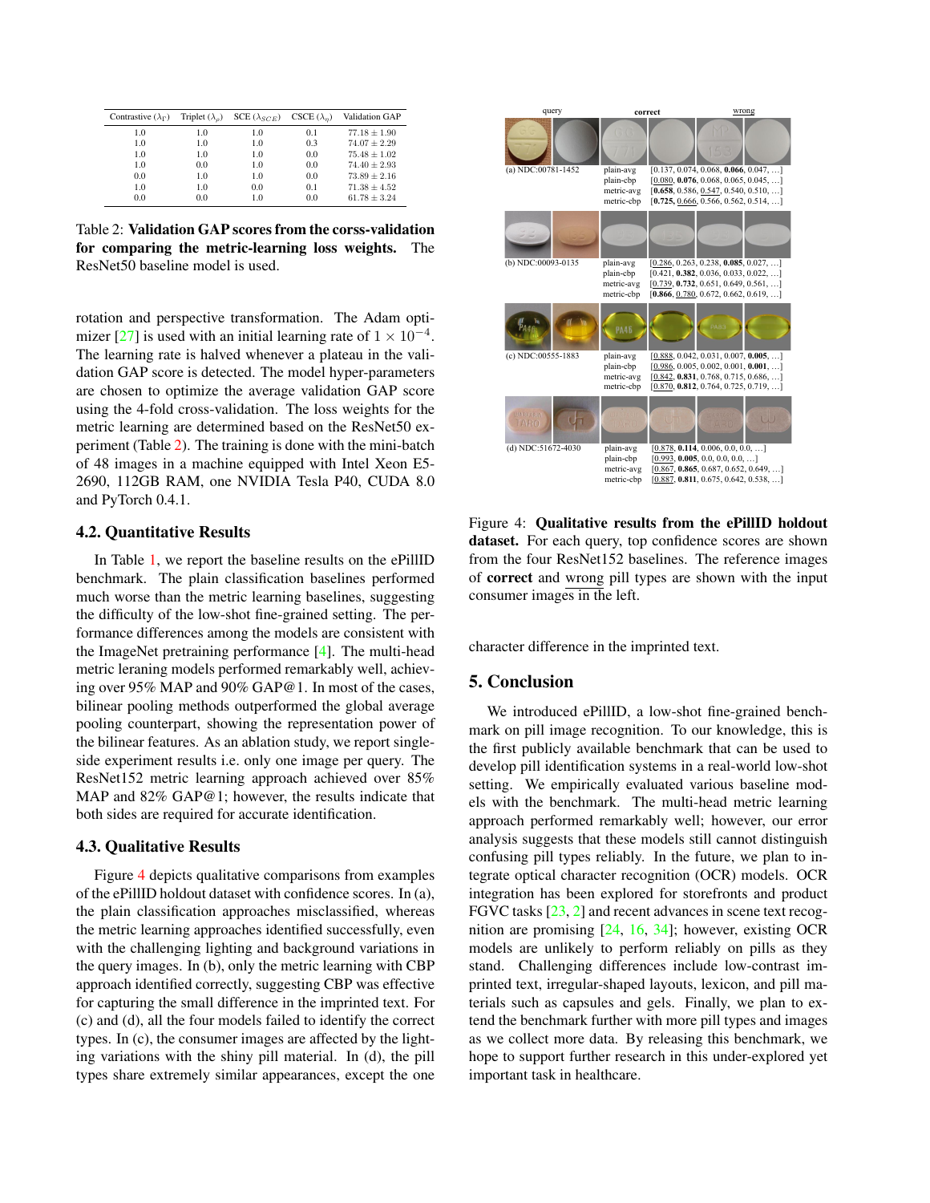| Contrastive ($\lambda_{\Gamma}$) | Triplet ($\lambda_{\rho}$) | SCE ($\lambda_{SCE}$) | CSCE ($\lambda_{\eta}$) | Validation GAP |
|---|---|---|---|---|
| 1.0 | 1.0 | 1.0 | 0.1 | $77.18 \pm 1.90$ |
| 1.0 | 1.0 | 1.0 | 0.3 | $74.07 \pm 2.29$ |
| 1.0 | 1.0 | 1.0 | 0.0 | $75.48 \pm 1.02$ |
| 1.0 | 0.0 | 1.0 | 0.0 | $74.40 \pm 2.93$ |
| 0.0 | 1.0 | 1.0 | 0.0 | $73.89 \pm 2.16$ |
| 1.0 | 1.0 | 0.0 | 0.1 | $71.38 \pm 4.52$ |
| 0.0 | 0.0 | 1.0 | 0.0 | $61.78 \pm 3.24$ |

Table 2: **Validation GAP scores from the corss-validation for comparing the metric-learning loss weights.** The ResNet50 baseline model is used.

rotation and perspective transformation. The Adam optimizer [27] is used with an initial learning rate of $1 \times 10^{-4}$. The learning rate is halved whenever a plateau in the validation GAP score is detected. The model hyper-parameters are chosen to optimize the average validation GAP score using the 4-fold cross-validation. The loss weights for the metric learning are determined based on the ResNet50 experiment (Table 2). The training is done with the mini-batch of 48 images in a machine equipped with Intel Xeon E5-2690, 112GB RAM, one NVIDIA Tesla P40, CUDA 8.0 and PyTorch 0.4.1.

### 4.2. Quantitative Results

In Table 1, we report the baseline results on the ePillID benchmark. The plain classification baselines performed much worse than the metric learning baselines, suggesting the difficulty of the low-shot fine-grained setting. The performance differences among the models are consistent with the ImageNet pretraining performance [4]. The multi-head metric leraning models performed remarkably well, achieving over 95% MAP and 90% GAP@1. In most of the cases, bilinear pooling methods outperformed the global average pooling counterpart, showing the representation power of the bilinear features. As an ablation study, we report single-side experiment results i.e. only one image per query. The ResNet152 metric learning approach achieved over 85% MAP and 82% GAP@1; however, the results indicate that both sides are required for accurate identification.

### 4.3. Qualitative Results

Figure 4 depicts qualitative comparisons from examples of the ePillID holdout dataset with confidence scores. In (a), the plain classification approaches misclassified, whereas the metric learning approaches identified successfully, even with the challenging lighting and background variations in the query images. In (b), only the metric learning with CBP approach identified correctly, suggesting CBP was effective for capturing the small difference in the imprinted text. For (c) and (d), all the four models failed to identify the correct types. In (c), the consumer images are affected by the lighting variations with the shiny pill material. In (d), the pill types share extremely similar appearances, except the one character difference in the imprinted text.

Figure 4: **Qualitative results from the ePillID holdout dataset.** For each query, top confidence scores are shown from the four ResNet152 baselines. The reference images of **correct** and wrong pill types are shown with the input consumer images in the left.

## 5. Conclusion

We introduced ePillID, a low-shot fine-grained benchmark on pill image recognition. To our knowledge, this is the first publicly available benchmark that can be used to develop pill identification systems in a real-world low-shot setting. We empirically evaluated various baseline models with the benchmark. The multi-head metric learning approach performed remarkably well; however, our error analysis suggests that these models still cannot distinguish confusing pill types reliably. In the future, we plan to integrate optical character recognition (OCR) models. OCR integration has been explored for storefronts and product FGVC tasks [23, 2] and recent advances in scene text recognition are promising [24, 16, 34]; however, existing OCR models are unlikely to perform reliably on pills as they stand. Challenging differences include low-contrast imprinted text, irregular-shaped layouts, lexicon, and pill materials such as capsules and gels. Finally, we plan to extend the benchmark further with more pill types and images as we collect more data. By releasing this benchmark, we hope to support further research in this under-explored yet important task in healthcare.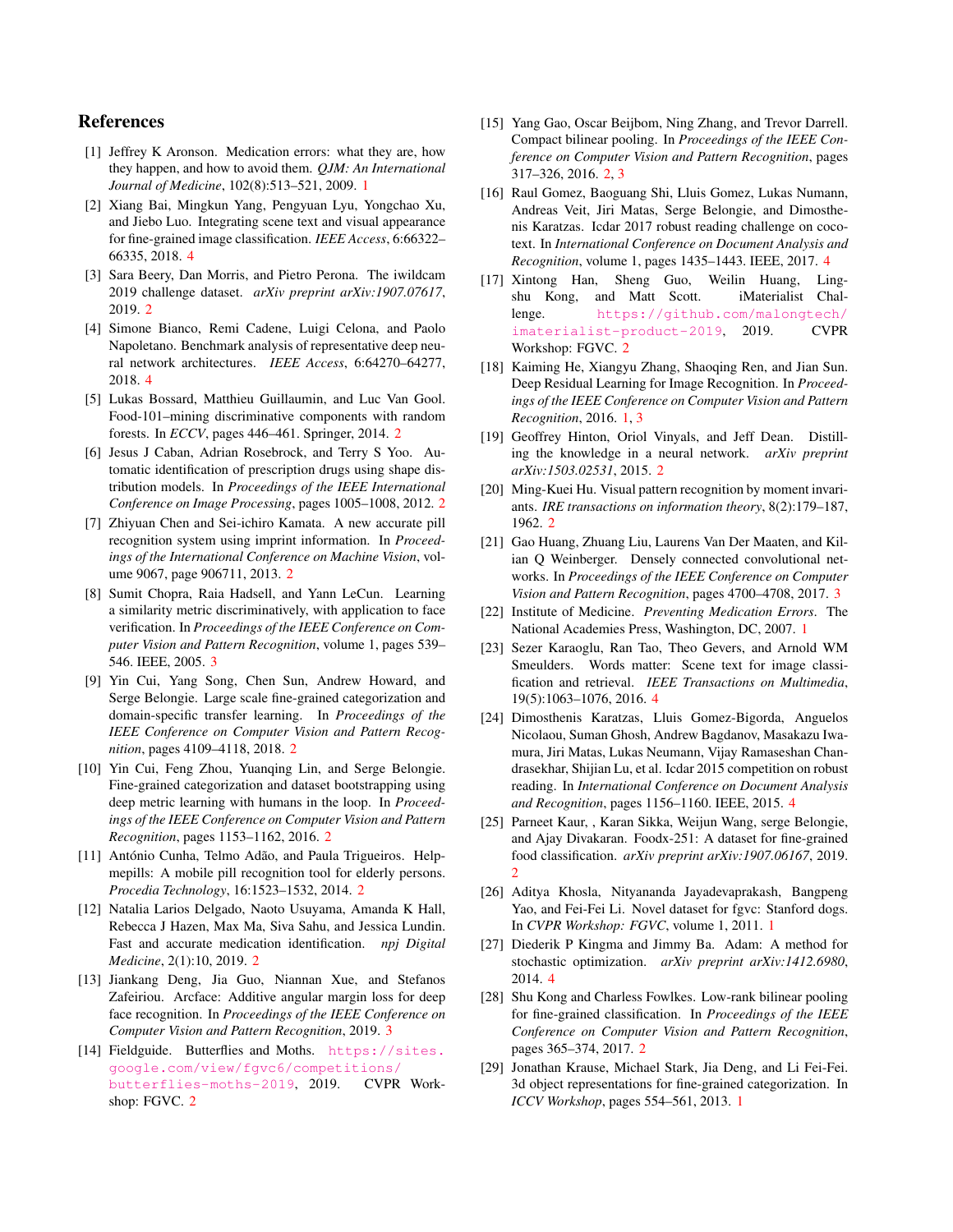## References

[1] Jeffrey K Aronson. Medication errors: what they are, how they happen, and how to avoid them. *QJM: An International Journal of Medicine*, 102(8):513–521, 2009. 1

[2] Xiang Bai, Mingkun Yang, Pengyuan Lyu, Yongchao Xu, and Jiebo Luo. Integrating scene text and visual appearance for fine-grained image classification. *IEEE Access*, 6:66322–66335, 2018. 4

[3] Sara Beery, Dan Morris, and Pietro Perona. The iwildcam 2019 challenge dataset. *arXiv preprint arXiv:1907.07617*, 2019. 2

[4] Simone Bianco, Remi Cadene, Luigi Celona, and Paolo Napoletano. Benchmark analysis of representative deep neural network architectures. *IEEE Access*, 6:64270–64277, 2018. 4

[5] Lukas Bossard, Matthieu Guillaumin, and Luc Van Gool. Food-101–mining discriminative components with random forests. In *ECCV*, pages 446–461. Springer, 2014. 2

[6] Jesus J Caban, Adrian Rosebrock, and Terry S Yoo. Automatic identification of prescription drugs using shape distribution models. In *Proceedings of the IEEE International Conference on Image Processing*, pages 1005–1008, 2012. 2

[7] Zhiyuan Chen and Sei-ichiro Kamata. A new accurate pill recognition system using imprint information. In *Proceedings of the International Conference on Machine Vision*, volume 9067, page 906711, 2013. 2

[8] Sumit Chopra, Raia Hadsell, and Yann LeCun. Learning a similarity metric discriminatively, with application to face verification. In *Proceedings of the IEEE Conference on Computer Vision and Pattern Recognition*, volume 1, pages 539–546. IEEE, 2005. 3

[9] Yin Cui, Yang Song, Chen Sun, Andrew Howard, and Serge Belongie. Large scale fine-grained categorization and domain-specific transfer learning. In *Proceedings of the IEEE Conference on Computer Vision and Pattern Recognition*, pages 4109–4118, 2018. 2

[10] Yin Cui, Feng Zhou, Yuanqing Lin, and Serge Belongie. Fine-grained categorization and dataset bootstrapping using deep metric learning with humans in the loop. In *Proceedings of the IEEE Conference on Computer Vision and Pattern Recognition*, pages 1153–1162, 2016. 2

[11] António Cunha, Telmo Adão, and Paula Trigueiros. Helpmepills: A mobile pill recognition tool for elderly persons. *Procedia Technology*, 16:1523–1532, 2014. 2

[12] Natalia Larios Delgado, Naoto Usuyama, Amanda K Hall, Rebecca J Hazen, Max Ma, Siva Sahu, and Jessica Lundin. Fast and accurate medication identification. *npj Digital Medicine*, 2(1):10, 2019. 2

[13] Jiankang Deng, Jia Guo, Niannan Xue, and Stefanos Zafeiriou. Arcface: Additive angular margin loss for deep face recognition. In *Proceedings of the IEEE Conference on Computer Vision and Pattern Recognition*, 2019. 3

[14] Fieldguide. Butterflies and Moths. https://sites.google.com/view/fgvc6/competitions/butterflies-moths-2019, 2019. CVPR Workshop: FGVC. 2

[15] Yang Gao, Oscar Beijbom, Ning Zhang, and Trevor Darrell. Compact bilinear pooling. In *Proceedings of the IEEE Conference on Computer Vision and Pattern Recognition*, pages 317–326, 2016. 2, 3

[16] Raul Gomez, Baoguang Shi, Lluis Gomez, Lukas Numann, Andreas Veit, Jiri Matas, Serge Belongie, and Dimosthenis Karatzas. Icdar 2017 robust reading challenge on coco-text. In *International Conference on Document Analysis and Recognition*, volume 1, pages 1435–1443. IEEE, 2017. 4

[17] Xintong Han, Sheng Guo, Weilin Huang, Lingshu Kong, and Matt Scott. iMaterialist Challenge. https://github.com/malongtech/imaterialist-product-2019, 2019. CVPR Workshop: FGVC. 2

[18] Kaiming He, Xiangyu Zhang, Shaoqing Ren, and Jian Sun. Deep Residual Learning for Image Recognition. In *Proceedings of the IEEE Conference on Computer Vision and Pattern Recognition*, 2016. 1, 3

[19] Geoffrey Hinton, Oriol Vinyals, and Jeff Dean. Distilling the knowledge in a neural network. *arXiv preprint arXiv:1503.02531*, 2015. 2

[20] Ming-Kuei Hu. Visual pattern recognition by moment invariants. *IRE transactions on information theory*, 8(2):179–187, 1962. 2

[21] Gao Huang, Zhuang Liu, Laurens Van Der Maaten, and Kilian Q Weinberger. Densely connected convolutional networks. In *Proceedings of the IEEE Conference on Computer Vision and Pattern Recognition*, pages 4700–4708, 2017. 3

[22] Institute of Medicine. *Preventing Medication Errors*. The National Academies Press, Washington, DC, 2007. 1

[23] Sezer Karaoglu, Ran Tao, Theo Gevers, and Arnold WM Smeulders. Words matter: Scene text for image classification and retrieval. *IEEE Transactions on Multimedia*, 19(5):1063–1076, 2016. 4

[24] Dimosthenis Karatzas, Lluis Gomez-Bigorda, Anguelos Nicolaou, Suman Ghosh, Andrew Bagdanov, Masakazu Iwamura, Jiri Matas, Lukas Neumann, Vijay Ramaseshan Chandrasekhar, Shijian Lu, et al. Icdar 2015 competition on robust reading. In *International Conference on Document Analysis and Recognition*, pages 1156–1160. IEEE, 2015. 4

[25] Parneet Kaur, , Karan Sikka, Weijun Wang, serge Belongie, and Ajay Divakaran. Foodx-251: A dataset for fine-grained food classification. *arXiv preprint arXiv:1907.06167*, 2019. 2

[26] Aditya Khosla, Nityananda Jayadevaprakash, Bangpeng Yao, and Fei-Fei Li. Novel dataset for fgvc: Stanford dogs. In *CVPR Workshop: FGVC*, volume 1, 2011. 1

[27] Diederik P Kingma and Jimmy Ba. Adam: A method for stochastic optimization. *arXiv preprint arXiv:1412.6980*, 2014. 4

[28] Shu Kong and Charless Fowlkes. Low-rank bilinear pooling for fine-grained classification. In *Proceedings of the IEEE Conference on Computer Vision and Pattern Recognition*, pages 365–374, 2017. 2

[29] Jonathan Krause, Michael Stark, Jia Deng, and Li Fei-Fei. 3d object representations for fine-grained categorization. In *ICCV Workshop*, pages 554–561, 2013. 1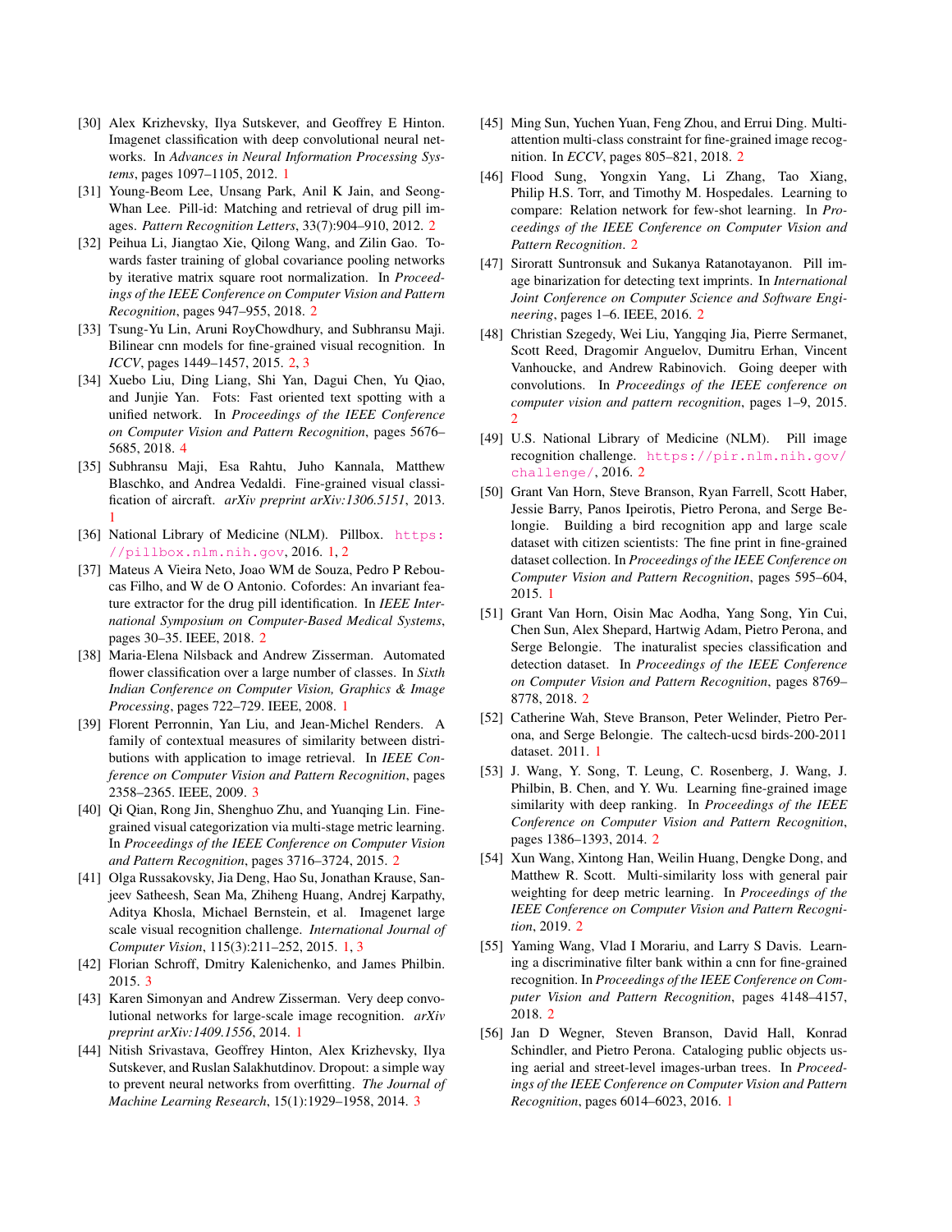[30] Alex Krizhevsky, Ilya Sutskever, and Geoffrey E Hinton. Imagenet classification with deep convolutional neural networks. In *Advances in Neural Information Processing Systems*, pages 1097–1105, 2012. 1

[31] Young-Beom Lee, Unsang Park, Anil K Jain, and Seong-Whan Lee. Pill-id: Matching and retrieval of drug pill images. *Pattern Recognition Letters*, 33(7):904–910, 2012. 2

[32] Peihua Li, Jiangtao Xie, Qilong Wang, and Zilin Gao. Towards faster training of global covariance pooling networks by iterative matrix square root normalization. In *Proceedings of the IEEE Conference on Computer Vision and Pattern Recognition*, pages 947–955, 2018. 2

[33] Tsung-Yu Lin, Aruni RoyChowdhury, and Subhransu Maji. Bilinear cnn models for fine-grained visual recognition. In *ICCV*, pages 1449–1457, 2015. 2, 3

[34] Xuebo Liu, Ding Liang, Shi Yan, Dagui Chen, Yu Qiao, and Junjie Yan. Fots: Fast oriented text spotting with a unified network. In *Proceedings of the IEEE Conference on Computer Vision and Pattern Recognition*, pages 5676–5685, 2018. 4

[35] Subhransu Maji, Esa Rahtu, Juho Kannala, Matthew Blaschko, and Andrea Vedaldi. Fine-grained visual classification of aircraft. *arXiv preprint arXiv:1306.5151*, 2013. 1

[36] National Library of Medicine (NLM). Pillbox. https://pillbox.nlm.nih.gov, 2016. 1, 2

[37] Mateus A Vieira Neto, Joao WM de Souza, Pedro P Reboucas Filho, and W de O Antonio. Cofordes: An invariant feature extractor for the drug pill identification. In *IEEE International Symposium on Computer-Based Medical Systems*, pages 30–35. IEEE, 2018. 2

[38] Maria-Elena Nilsback and Andrew Zisserman. Automated flower classification over a large number of classes. In *Sixth Indian Conference on Computer Vision, Graphics & Image Processing*, pages 722–729. IEEE, 2008. 1

[39] Florent Perronnin, Yan Liu, and Jean-Michel Renders. A family of contextual measures of similarity between distributions with application to image retrieval. In *IEEE Conference on Computer Vision and Pattern Recognition*, pages 2358–2365. IEEE, 2009. 3

[40] Qi Qian, Rong Jin, Shenghuo Zhu, and Yuanqing Lin. Fine-grained visual categorization via multi-stage metric learning. In *Proceedings of the IEEE Conference on Computer Vision and Pattern Recognition*, pages 3716–3724, 2015. 2

[41] Olga Russakovsky, Jia Deng, Hao Su, Jonathan Krause, Sanjeev Satheesh, Sean Ma, Zhiheng Huang, Andrej Karpathy, Aditya Khosla, Michael Bernstein, et al. Imagenet large scale visual recognition challenge. *International Journal of Computer Vision*, 115(3):211–252, 2015. 1, 3

[42] Florian Schroff, Dmitry Kalenichenko, and James Philbin. 2015. 3

[43] Karen Simonyan and Andrew Zisserman. Very deep convolutional networks for large-scale image recognition. *arXiv preprint arXiv:1409.1556*, 2014. 1

[44] Nitish Srivastava, Geoffrey Hinton, Alex Krizhevsky, Ilya Sutskever, and Ruslan Salakhutdinov. Dropout: a simple way to prevent neural networks from overfitting. *The Journal of Machine Learning Research*, 15(1):1929–1958, 2014. 3

[45] Ming Sun, Yuchen Yuan, Feng Zhou, and Errui Ding. Multi-attention multi-class constraint for fine-grained image recognition. In *ECCV*, pages 805–821, 2018. 2

[46] Flood Sung, Yongxin Yang, Li Zhang, Tao Xiang, Philip H.S. Torr, and Timothy M. Hospedales. Learning to compare: Relation network for few-shot learning. In *Proceedings of the IEEE Conference on Computer Vision and Pattern Recognition*. 2

[47] Sirorratt Suntronsuk and Sukanya Ratanotayanon. Pill image binarization for detecting text imprints. In *International Joint Conference on Computer Science and Software Engineering*, pages 1–6. IEEE, 2016. 2

[48] Christian Szegedy, Wei Liu, Yangqing Jia, Pierre Sermanet, Scott Reed, Dragomir Anguelov, Dumitru Erhan, Vincent Vanhoucke, and Andrew Rabinovich. Going deeper with convolutions. In *Proceedings of the IEEE conference on computer vision and pattern recognition*, pages 1–9, 2015. 2

[49] U.S. National Library of Medicine (NLM). Pill image recognition challenge. https://pir.nlm.nih.gov/challenge/, 2016. 2

[50] Grant Van Horn, Steve Branson, Ryan Farrell, Scott Haber, Jessie Barry, Panos Ipeirotis, Pietro Perona, and Serge Belongie. Building a bird recognition app and large scale dataset with citizen scientists: The fine print in fine-grained dataset collection. In *Proceedings of the IEEE Conference on Computer Vision and Pattern Recognition*, pages 595–604, 2015. 1

[51] Grant Van Horn, Oisin Mac Aodha, Yang Song, Yin Cui, Chen Sun, Alex Shepard, Hartwig Adam, Pietro Perona, and Serge Belongie. The inaturalist species classification and detection dataset. In *Proceedings of the IEEE Conference on Computer Vision and Pattern Recognition*, pages 8769–8778, 2018. 2

[52] Catherine Wah, Steve Branson, Peter Welinder, Pietro Perona, and Serge Belongie. The caltech-ucsd birds-200-2011 dataset. 2011. 1

[53] J. Wang, Y. Song, T. Leung, C. Rosenberg, J. Wang, J. Philbin, B. Chen, and Y. Wu. Learning fine-grained image similarity with deep ranking. In *Proceedings of the IEEE Conference on Computer Vision and Pattern Recognition*, pages 1386–1393, 2014. 2

[54] Xun Wang, Xintong Han, Weilin Huang, Dengke Dong, and Matthew R. Scott. Multi-similarity loss with general pair weighting for deep metric learning. In *Proceedings of the IEEE Conference on Computer Vision and Pattern Recognition*, 2019. 2

[55] Yaming Wang, Vlad I Morariu, and Larry S Davis. Learning a discriminative filter bank within a cnn for fine-grained recognition. In *Proceedings of the IEEE Conference on Computer Vision and Pattern Recognition*, pages 4148–4157, 2018. 2

[56] Jan D Wegner, Steven Branson, David Hall, Konrad Schindler, and Pietro Perona. Cataloging public objects using aerial and street-level images-urban trees. In *Proceedings of the IEEE Conference on Computer Vision and Pattern Recognition*, pages 6014–6023, 2016. 1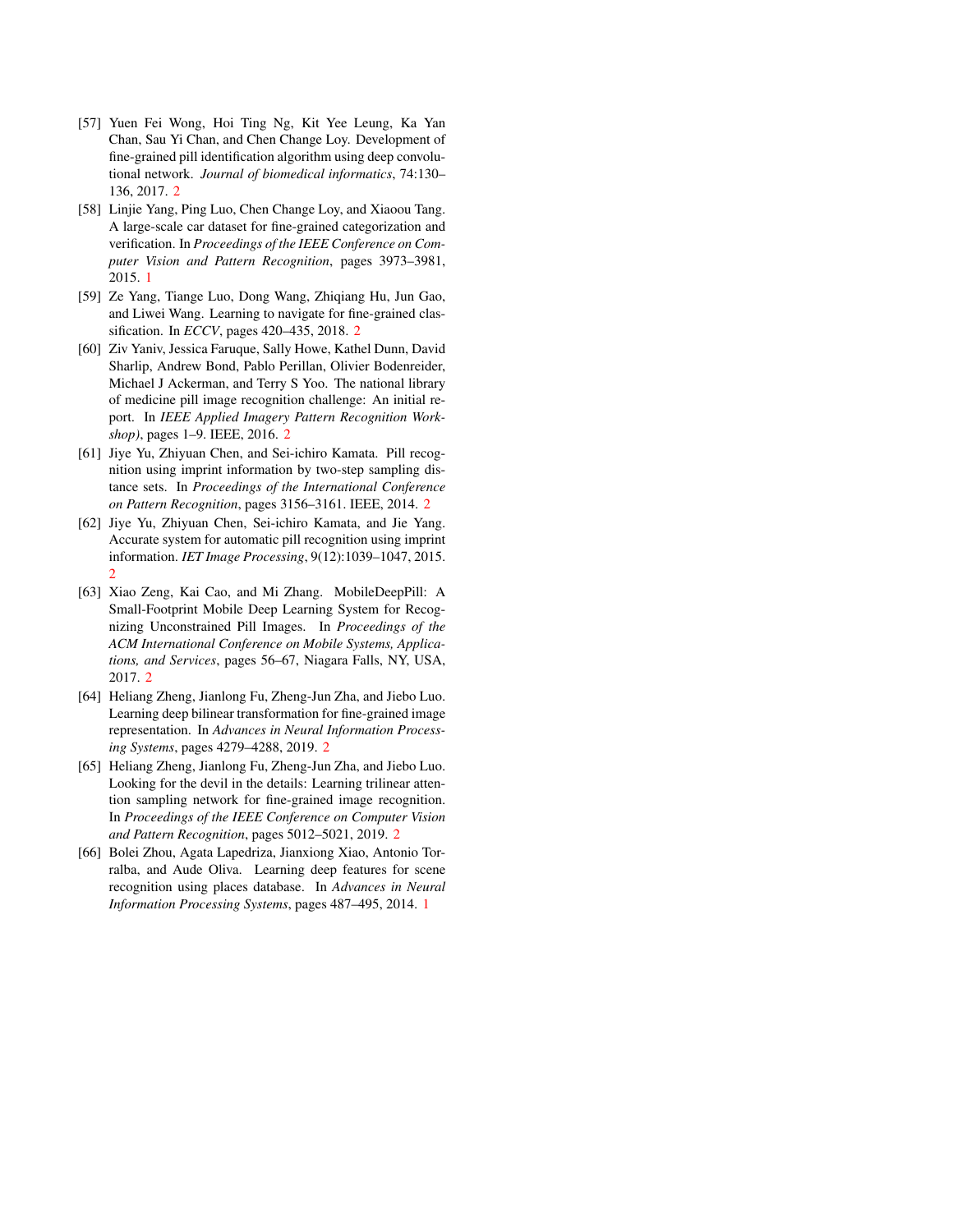- [57] Yuen Fei Wong, Hoi Ting Ng, Kit Yee Leung, Ka Yan Chan, Sau Yi Chan, and Chen Change Loy. Development of fine-grained pill identification algorithm using deep convolutional network. *Journal of biomedical informatics*, 74:130–136, 2017. 2
- [58] Linjie Yang, Ping Luo, Chen Change Loy, and Xiaoou Tang. A large-scale car dataset for fine-grained categorization and verification. In *Proceedings of the IEEE Conference on Computer Vision and Pattern Recognition*, pages 3973–3981, 2015. 1
- [59] Ze Yang, Tiange Luo, Dong Wang, Zhiqiang Hu, Jun Gao, and Liwei Wang. Learning to navigate for fine-grained classification. In *ECCV*, pages 420–435, 2018. 2
- [60] Ziv Yaniv, Jessica Faruque, Sally Howe, Kathel Dunn, David Sharlip, Andrew Bond, Pablo Perillan, Olivier Bodenreider, Michael J Ackerman, and Terry S Yoo. The national library of medicine pill image recognition challenge: An initial report. In *IEEE Applied Imagery Pattern Recognition Workshop)*, pages 1–9. IEEE, 2016. 2
- [61] Jiye Yu, Zhiyuan Chen, and Sei-ichiro Kamata. Pill recognition using imprint information by two-step sampling distance sets. In *Proceedings of the International Conference on Pattern Recognition*, pages 3156–3161. IEEE, 2014. 2
- [62] Jiye Yu, Zhiyuan Chen, Sei-ichiro Kamata, and Jie Yang. Accurate system for automatic pill recognition using imprint information. *IET Image Processing*, 9(12):1039–1047, 2015. 2
- [63] Xiao Zeng, Kai Cao, and Mi Zhang. MobileDeepPill: A Small-Footprint Mobile Deep Learning System for Recognizing Unconstrained Pill Images. In *Proceedings of the ACM International Conference on Mobile Systems, Applications, and Services*, pages 56–67, Niagara Falls, NY, USA, 2017. 2
- [64] Heliang Zheng, Jianlong Fu, Zheng-Jun Zha, and Jiebo Luo. Learning deep bilinear transformation for fine-grained image representation. In *Advances in Neural Information Processing Systems*, pages 4279–4288, 2019. 2
- [65] Heliang Zheng, Jianlong Fu, Zheng-Jun Zha, and Jiebo Luo. Looking for the devil in the details: Learning trilinear attention sampling network for fine-grained image recognition. In *Proceedings of the IEEE Conference on Computer Vision and Pattern Recognition*, pages 5012–5021, 2019. 2
- [66] Bolei Zhou, Agata Lapedriza, Jianxiong Xiao, Antonio Torralba, and Aude Oliva. Learning deep features for scene recognition using places database. In *Advances in Neural Information Processing Systems*, pages 487–495, 2014. 1